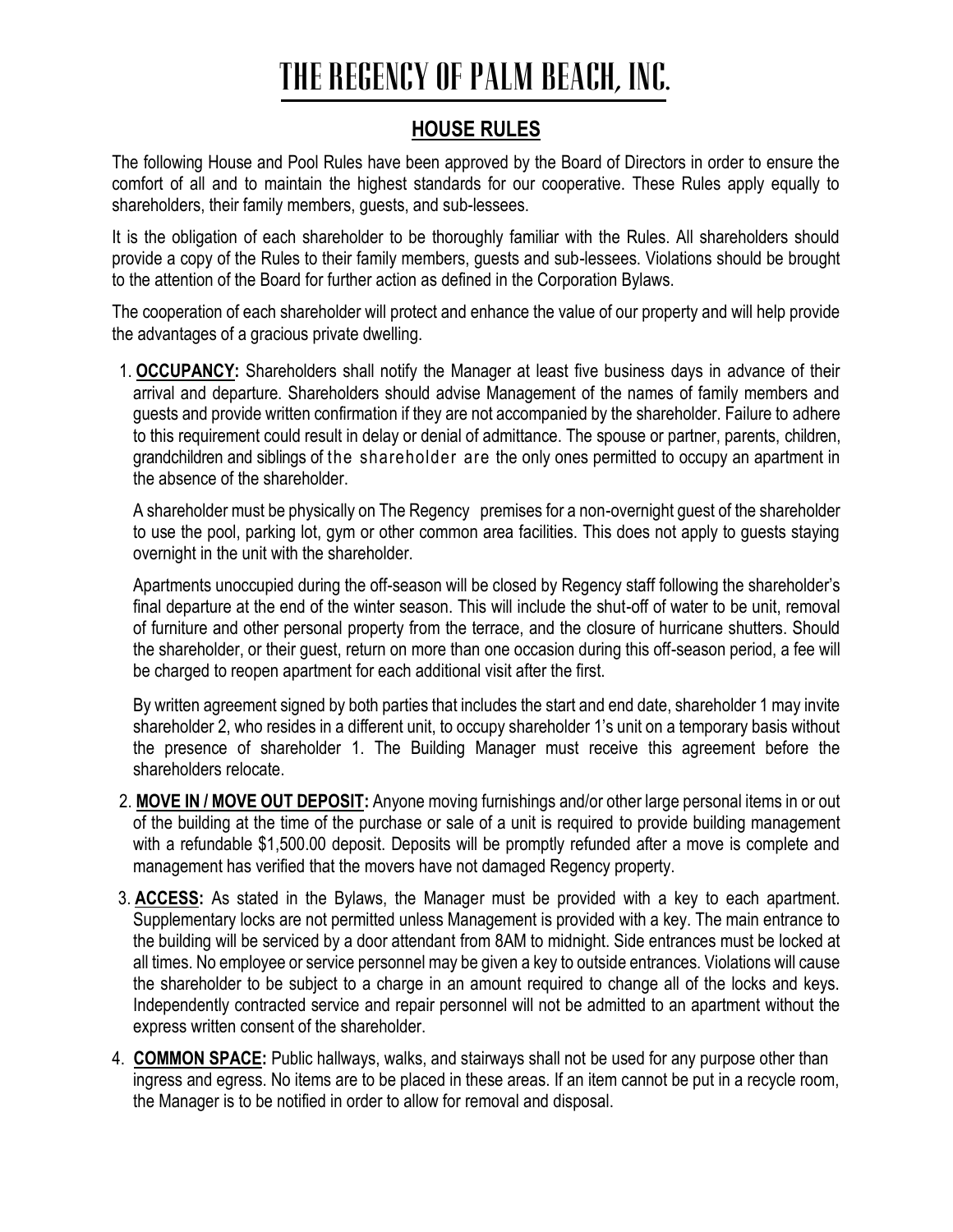# THE REGENCY OF PALM BEACH, INC.

## HOUSE RULES

The following House and Pool Rules have been approved by the Board of Directors in order to ensure the comfort of all and to maintain the highest standards for our cooperative. These Rules apply equally to shareholders, their family members, guests, and sub-lessees.

It is the obligation of each shareholder to be thoroughly familiar with the Rules. All shareholders should provide a copy of the Rules to their family members, guests and sub-lessees. Violations should be brought to the attention of the Board for further action as defined in the Corporation Bylaws.

The cooperation of each shareholder will protect and enhance the value of our property and will help provide the advantages of a gracious private dwelling.

1. **OCCUPANCY:** Shareholders shall notify the Manager at least five business days in advance of their arrival and departure. Shareholders should advise Management of the names of family members and guests and provide written confirmation if they are not accompanied by the shareholder. Failure to adhere to this requirement could result in delay or denial of admittance. The spouse or partner, parents, children, grandchildren and siblings of the shareholder are the only ones permitted to occupy an apartment in the absence of the shareholder.

   A shareholder must be physically on The Regency premises for a non-overnight guest of the shareholder to use the pool, parking lot, gym or other common area facilities. This does not apply to guests staying overnight in the unit with the shareholder.

   Apartments unoccupied during the off-season will be closed by Regency staff following the shareholder's final departure at the end of the winter season. This will include the shut-off of water to be unit, removal of furniture and other personal property from the terrace, and the closure of hurricane shutters. Should the shareholder, or their guest, return on more than one occasion during this off-season period, a fee will be charged to reopen apartment for each additional visit after the first.

   By written agreement signed by both parties that includes the start and end date, shareholder 1 may invite shareholder 2, who resides in a different unit, to occupy shareholder 1's unit on a temporary basis without the presence of shareholder 1. The Building Manager must receive this agreement before the shareholders relocate.

2. **MOVE IN / MOVE OUT DEPOSIT:** Anyone moving furnishings and/or other large personal items in or out of the building at the time of the purchase or sale of a unit is required to provide building management with a refundable $1,500.00 deposit. Deposits will be promptly refunded after a move is complete and management has verified that the movers have not damaged Regency property.

3. **ACCESS:** As stated in the Bylaws, the Manager must be provided with a key to each apartment. Supplementary locks are not permitted unless Management is provided with a key. The main entrance to the building will be serviced by a door attendant from 8AM to midnight. Side entrances must be locked at all times. No employee or service personnel may be given a key to outside entrances. Violations will cause the shareholder to be subject to a charge in an amount required to change all of the locks and keys. Independently contracted service and repair personnel will not be admitted to an apartment without the express written consent of the shareholder.

4. **COMMON SPACE:** Public hallways, walks, and stairways shall not be used for any purpose other than ingress and egress. No items are to be placed in these areas. If an item cannot be put in a recycle room, the Manager is to be notified in order to allow for removal and disposal.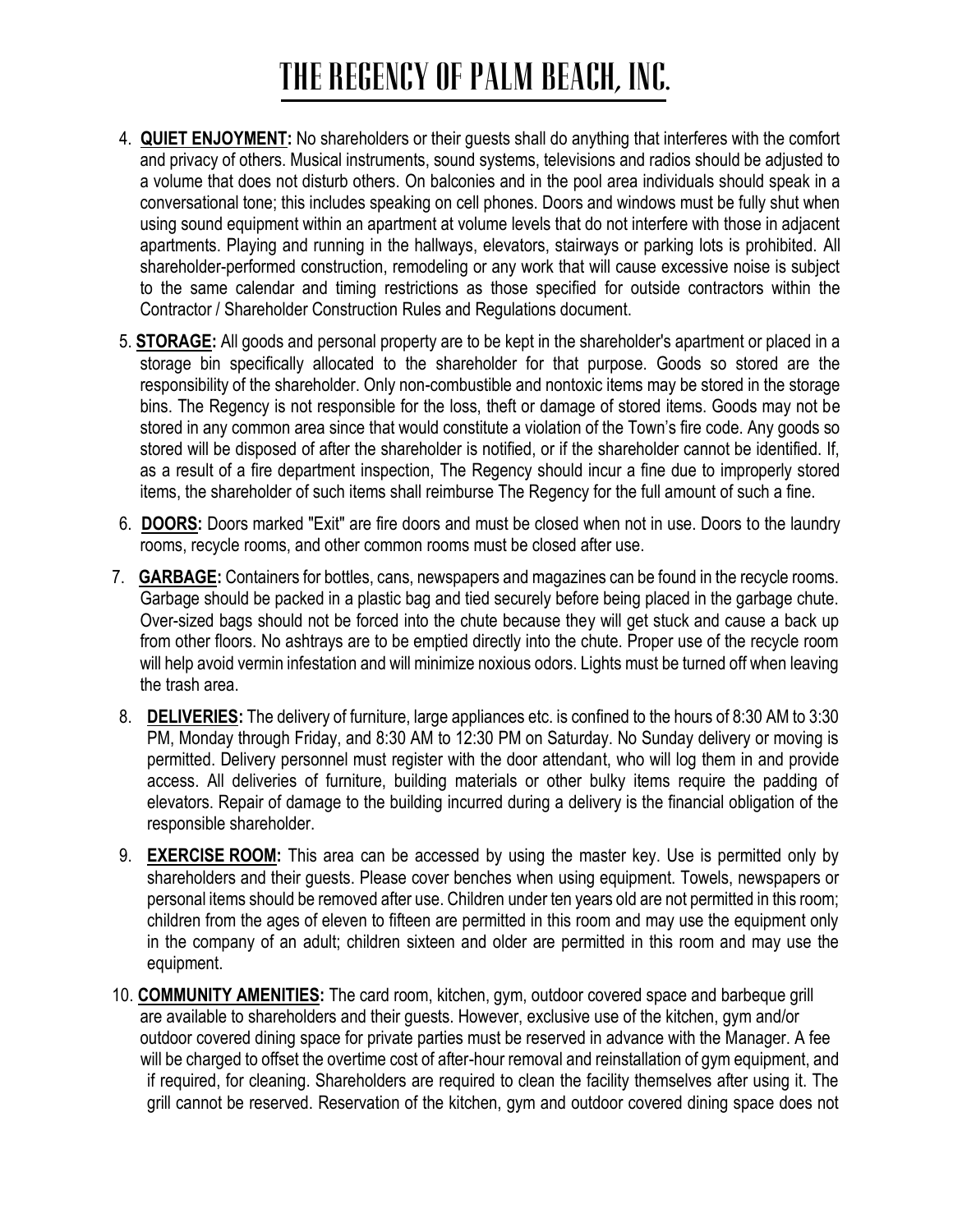4. **QUIET ENJOYMENT:** No shareholders or their guests shall do anything that interferes with the comfort and privacy of others. Musical instruments, sound systems, televisions and radios should be adjusted to a volume that does not disturb others. On balconies and in the pool area individuals should speak in a conversational tone; this includes speaking on cell phones. Doors and windows must be fully shut when using sound equipment within an apartment at volume levels that do not interfere with those in adjacent apartments. Playing and running in the hallways, elevators, stairways or parking lots is prohibited. All shareholder-performed construction, remodeling or any work that will cause excessive noise is subject to the same calendar and timing restrictions as those specified for outside contractors within the Contractor / Shareholder Construction Rules and Regulations document.

5. **STORAGE:** All goods and personal property are to be kept in the shareholder's apartment or placed in a storage bin specifically allocated to the shareholder for that purpose. Goods so stored are the responsibility of the shareholder. Only non-combustible and nontoxic items may be stored in the storage bins. The Regency is not responsible for the loss, theft or damage of stored items. Goods may not be stored in any common area since that would constitute a violation of the Town's fire code. Any goods so stored will be disposed of after the shareholder is notified, or if the shareholder cannot be identified. If, as a result of a fire department inspection, The Regency should incur a fine due to improperly stored items, the shareholder of such items shall reimburse The Regency for the full amount of such a fine.

6. **DOORS:** Doors marked "Exit" are fire doors and must be closed when not in use. Doors to the laundry rooms, recycle rooms, and other common rooms must be closed after use.

7. **GARBAGE:** Containers for bottles, cans, newspapers and magazines can be found in the recycle rooms. Garbage should be packed in a plastic bag and tied securely before being placed in the garbage chute. Over-sized bags should not be forced into the chute because they will get stuck and cause a back up from other floors. No ashtrays are to be emptied directly into the chute. Proper use of the recycle room will help avoid vermin infestation and will minimize noxious odors. Lights must be turned off when leaving the trash area.

8. **DELIVERIES:** The delivery of furniture, large appliances etc. is confined to the hours of 8:30 AM to 3:30 PM, Monday through Friday, and 8:30 AM to 12:30 PM on Saturday. No Sunday delivery or moving is permitted. Delivery personnel must register with the door attendant, who will log them in and provide access. All deliveries of furniture, building materials or other bulky items require the padding of elevators. Repair of damage to the building incurred during a delivery is the financial obligation of the responsible shareholder.

9. **EXERCISE ROOM:** This area can be accessed by using the master key. Use is permitted only by shareholders and their guests. Please cover benches when using equipment. Towels, newspapers or personal items should be removed after use. Children under ten years old are not permitted in this room; children from the ages of eleven to fifteen are permitted in this room and may use the equipment only in the company of an adult; children sixteen and older are permitted in this room and may use the equipment.

10. **COMMUNITY AMENITIES:** The card room, kitchen, gym, outdoor covered space and barbeque grill are available to shareholders and their guests. However, exclusive use of the kitchen, gym and/or outdoor covered dining space for private parties must be reserved in advance with the Manager. A fee will be charged to offset the overtime cost of after-hour removal and reinstallation of gym equipment, and if required, for cleaning. Shareholders are required to clean the facility themselves after using it. The grill cannot be reserved. Reservation of the kitchen, gym and outdoor covered dining space does not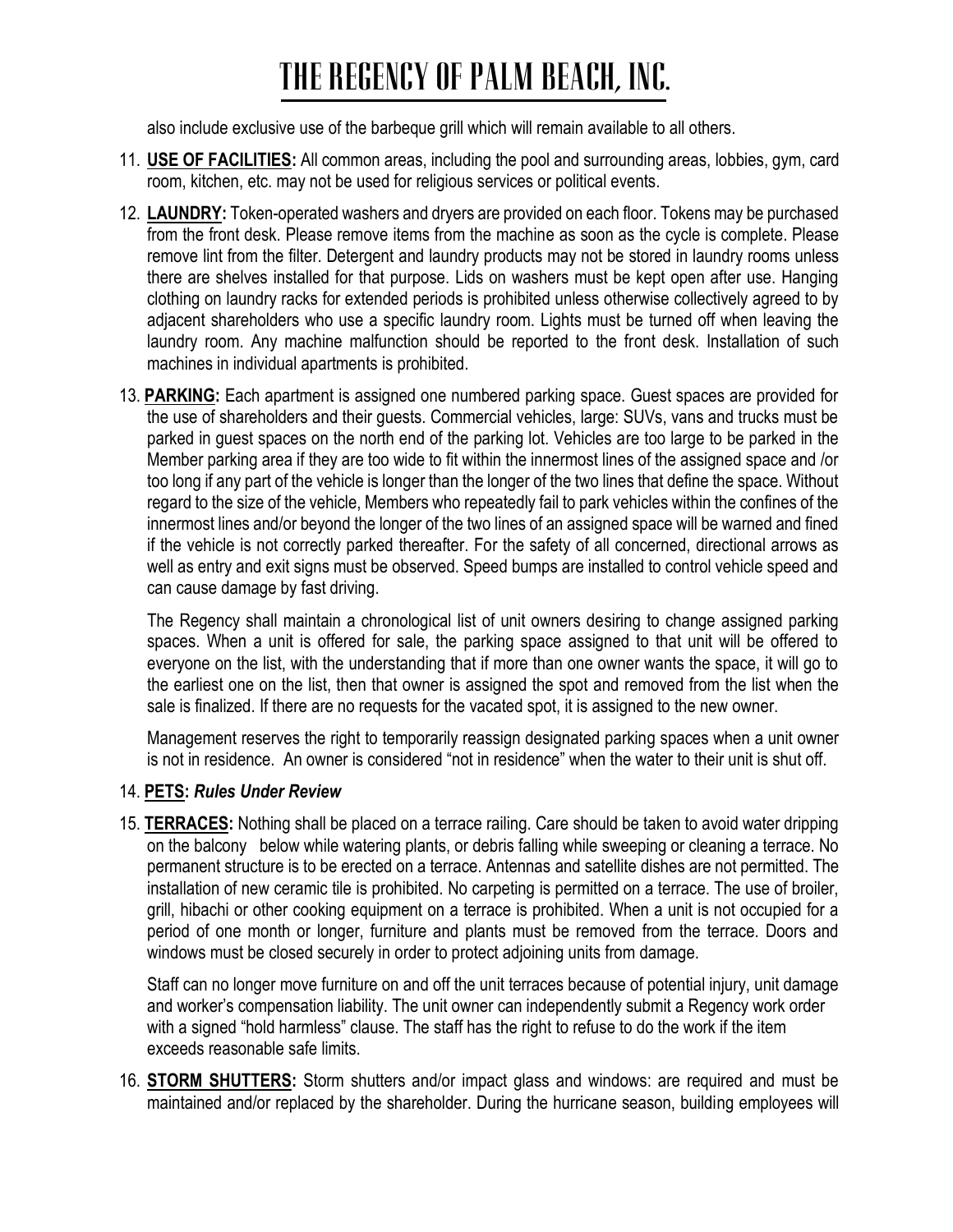also include exclusive use of the barbeque grill which will remain available to all others.

11. **USE OF FACILITIES:** All common areas, including the pool and surrounding areas, lobbies, gym, card room, kitchen, etc. may not be used for religious services or political events.

12. **LAUNDRY:** Token-operated washers and dryers are provided on each floor. Tokens may be purchased from the front desk. Please remove items from the machine as soon as the cycle is complete. Please remove lint from the filter. Detergent and laundry products may not be stored in laundry rooms unless there are shelves installed for that purpose. Lids on washers must be kept open after use. Hanging clothing on laundry racks for extended periods is prohibited unless otherwise collectively agreed to by adjacent shareholders who use a specific laundry room. Lights must be turned off when leaving the laundry room. Any machine malfunction should be reported to the front desk. Installation of such machines in individual apartments is prohibited.

13. **PARKING:** Each apartment is assigned one numbered parking space. Guest spaces are provided for the use of shareholders and their guests. Commercial vehicles, large: SUVs, vans and trucks must be parked in guest spaces on the north end of the parking lot. Vehicles are too large to be parked in the Member parking area if they are too wide to fit within the innermost lines of the assigned space and /or too long if any part of the vehicle is longer than the longer of the two lines that define the space. Without regard to the size of the vehicle, Members who repeatedly fail to park vehicles within the confines of the innermost lines and/or beyond the longer of the two lines of an assigned space will be warned and fined if the vehicle is not correctly parked thereafter. For the safety of all concerned, directional arrows as well as entry and exit signs must be observed. Speed bumps are installed to control vehicle speed and can cause damage by fast driving.

    The Regency shall maintain a chronological list of unit owners desiring to change assigned parking spaces. When a unit is offered for sale, the parking space assigned to that unit will be offered to everyone on the list, with the understanding that if more than one owner wants the space, it will go to the earliest one on the list, then that owner is assigned the spot and removed from the list when the sale is finalized. If there are no requests for the vacated spot, it is assigned to the new owner.

    Management reserves the right to temporarily reassign designated parking spaces when a unit owner is not in residence. An owner is considered "not in residence" when the water to their unit is shut off.

14. **PETS:** ***Rules Under Review***

15. **TERRACES:** Nothing shall be placed on a terrace railing. Care should be taken to avoid water dripping on the balcony below while watering plants, or debris falling while sweeping or cleaning a terrace. No permanent structure is to be erected on a terrace. Antennas and satellite dishes are not permitted. The installation of new ceramic tile is prohibited. No carpeting is permitted on a terrace. The use of broiler, grill, hibachi or other cooking equipment on a terrace is prohibited. When a unit is not occupied for a period of one month or longer, furniture and plants must be removed from the terrace. Doors and windows must be closed securely in order to protect adjoining units from damage.

    Staff can no longer move furniture on and off the unit terraces because of potential injury, unit damage and worker's compensation liability. The unit owner can independently submit a Regency work order with a signed "hold harmless" clause. The staff has the right to refuse to do the work if the item exceeds reasonable safe limits.

16. **STORM SHUTTERS:** Storm shutters and/or impact glass and windows: are required and must be maintained and/or replaced by the shareholder. During the hurricane season, building employees will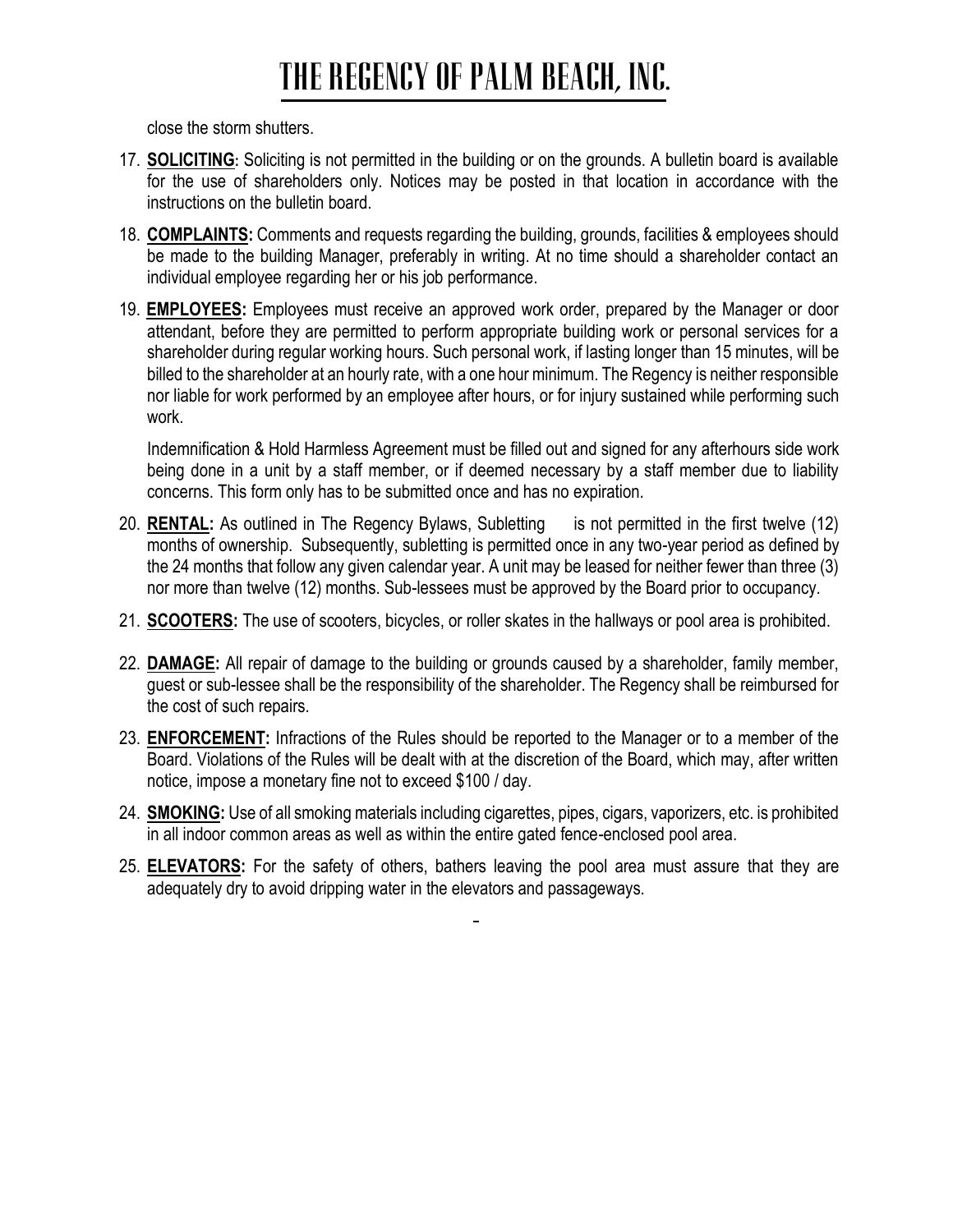close the storm shutters.

17. **SOLICITING:** Soliciting is not permitted in the building or on the grounds. A bulletin board is available for the use of shareholders only. Notices may be posted in that location in accordance with the instructions on the bulletin board.

18. **COMPLAINTS:** Comments and requests regarding the building, grounds, facilities & employees should be made to the building Manager, preferably in writing. At no time should a shareholder contact an individual employee regarding her or his job performance.

19. **EMPLOYEES:** Employees must receive an approved work order, prepared by the Manager or door attendant, before they are permitted to perform appropriate building work or personal services for a shareholder during regular working hours. Such personal work, if lasting longer than 15 minutes, will be billed to the shareholder at an hourly rate, with a one hour minimum. The Regency is neither responsible nor liable for work performed by an employee after hours, or for injury sustained while performing such work.

    Indemnification & Hold Harmless Agreement must be filled out and signed for any afterhours side work being done in a unit by a staff member, or if deemed necessary by a staff member due to liability concerns. This form only has to be submitted once and has no expiration.

20. **RENTAL:** As outlined in The Regency Bylaws, Subletting is not permitted in the first twelve (12) months of ownership. Subsequently, subletting is permitted once in any two-year period as defined by the 24 months that follow any given calendar year. A unit may be leased for neither fewer than three (3) nor more than twelve (12) months. Sub-lessees must be approved by the Board prior to occupancy.

21. **SCOOTERS:** The use of scooters, bicycles, or roller skates in the hallways or pool area is prohibited.

22. **DAMAGE:** All repair of damage to the building or grounds caused by a shareholder, family member, guest or sub-lessee shall be the responsibility of the shareholder. The Regency shall be reimbursed for the cost of such repairs.

23. **ENFORCEMENT:** Infractions of the Rules should be reported to the Manager or to a member of the Board. Violations of the Rules will be dealt with at the discretion of the Board, which may, after written notice, impose a monetary fine not to exceed $100 / day.

24. **SMOKING:** Use of all smoking materials including cigarettes, pipes, cigars, vaporizers, etc. is prohibited in all indoor common areas as well as within the entire gated fence-enclosed pool area.

25. **ELEVATORS:** For the safety of others, bathers leaving the pool area must assure that they are adequately dry to avoid dripping water in the elevators and passageways.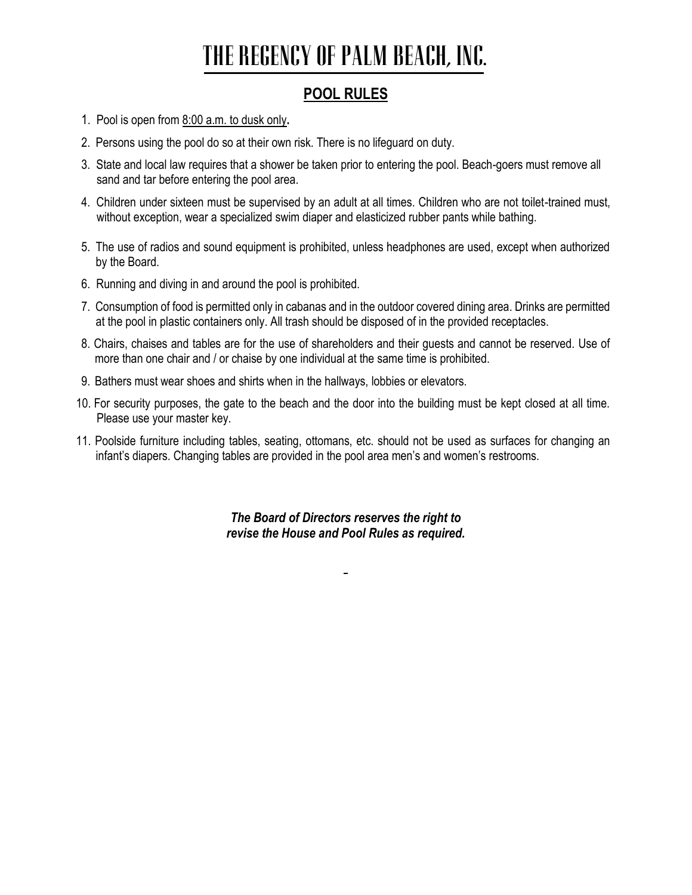# THE REGENCY OF PALM BEACH, INC.

## POOL RULES

1. Pool is open from 8:00 a.m. to dusk only**.**
2. Persons using the pool do so at their own risk. There is no lifeguard on duty.
3. State and local law requires that a shower be taken prior to entering the pool. Beach-goers must remove all sand and tar before entering the pool area.
4. Children under sixteen must be supervised by an adult at all times. Children who are not toilet-trained must, without exception, wear a specialized swim diaper and elasticized rubber pants while bathing.
5. The use of radios and sound equipment is prohibited, unless headphones are used, except when authorized by the Board.
6. Running and diving in and around the pool is prohibited.
7. Consumption of food is permitted only in cabanas and in the outdoor covered dining area. Drinks are permitted at the pool in plastic containers only. All trash should be disposed of in the provided receptacles.
8. Chairs, chaises and tables are for the use of shareholders and their guests and cannot be reserved. Use of more than one chair and / or chaise by one individual at the same time is prohibited.
9. Bathers must wear shoes and shirts when in the hallways, lobbies or elevators.
10. For security purposes, the gate to the beach and the door into the building must be kept closed at all time. Please use your master key.
11. Poolside furniture including tables, seating, ottomans, etc. should not be used as surfaces for changing an infant's diapers. Changing tables are provided in the pool area men's and women's restrooms.

***The Board of Directors reserves the right to revise the House and Pool Rules as required.***